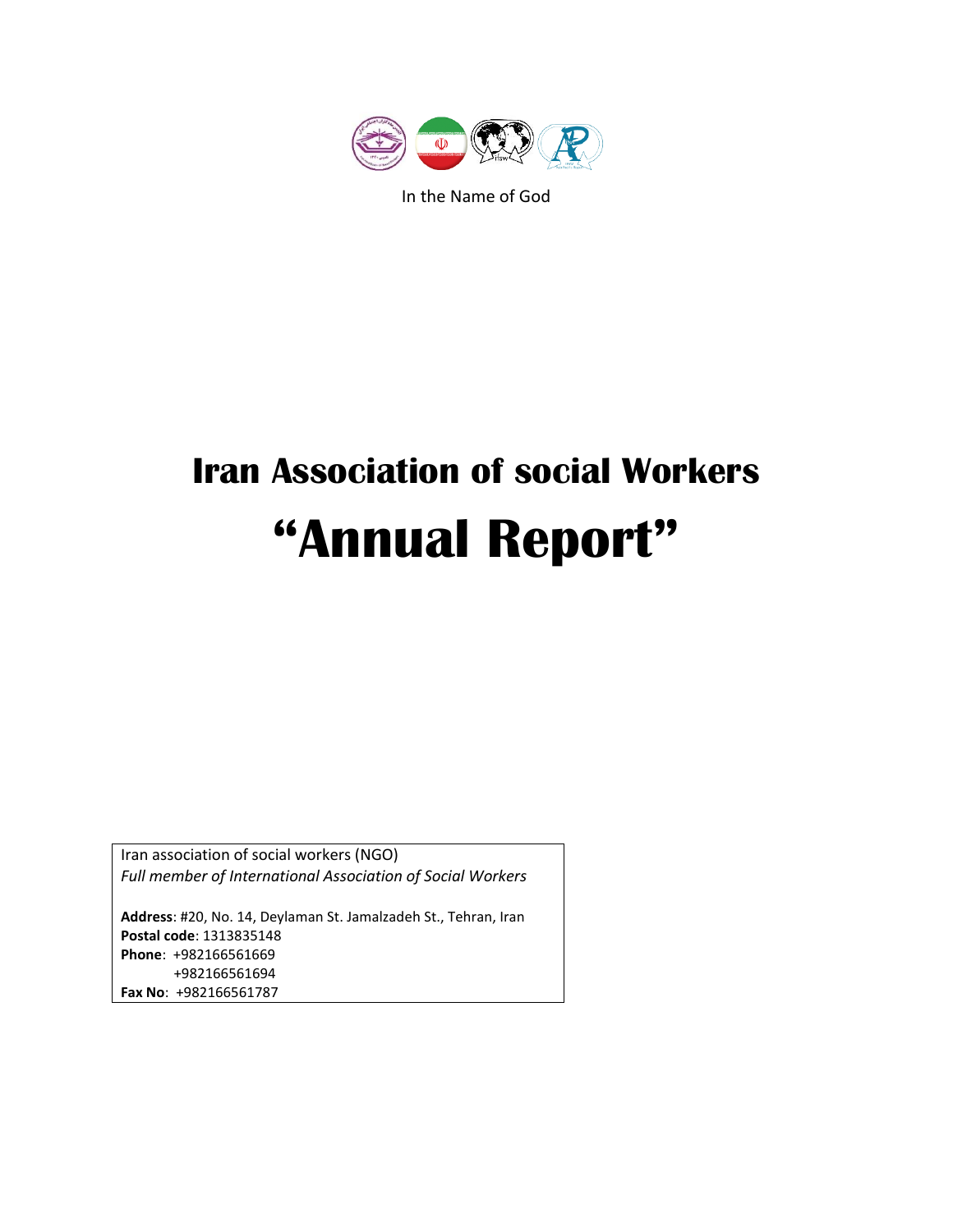In the Name of God

# Iran Association of social Workers

# "Annual Report"

Iran association of social workers (NGO)
*Full member of International Association of Social Workers*

**Address**: #20, No. 14, Deylaman St. Jamalzadeh St., Tehran, Iran
**Postal code**: 1313835148
**Phone**: +982166561669
+982166561694
**Fax No**: +982166561787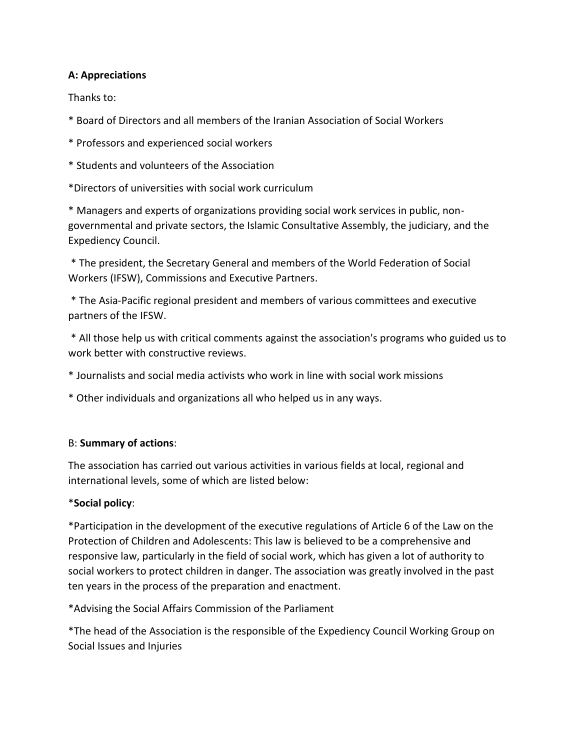**A: Appreciations**

Thanks to:

* Board of Directors and all members of the Iranian Association of Social Workers

* Professors and experienced social workers

* Students and volunteers of the Association

*Directors of universities with social work curriculum

* Managers and experts of organizations providing social work services in public, non-governmental and private sectors, the Islamic Consultative Assembly, the judiciary, and the Expediency Council.

* The president, the Secretary General and members of the World Federation of Social Workers (IFSW), Commissions and Executive Partners.

* The Asia-Pacific regional president and members of various committees and executive partners of the IFSW.

* All those help us with critical comments against the association's programs who guided us to work better with constructive reviews.

* Journalists and social media activists who work in line with social work missions

* Other individuals and organizations all who helped us in any ways.

B: **Summary of actions**:

The association has carried out various activities in various fields at local, regional and international levels, some of which are listed below:

*__Social policy__:

*Participation in the development of the executive regulations of Article 6 of the Law on the Protection of Children and Adolescents: This law is believed to be a comprehensive and responsive law, particularly in the field of social work, which has given a lot of authority to social workers to protect children in danger. The association was greatly involved in the past ten years in the process of the preparation and enactment.

*Advising the Social Affairs Commission of the Parliament

*The head of the Association is the responsible of the Expediency Council Working Group on Social Issues and Injuries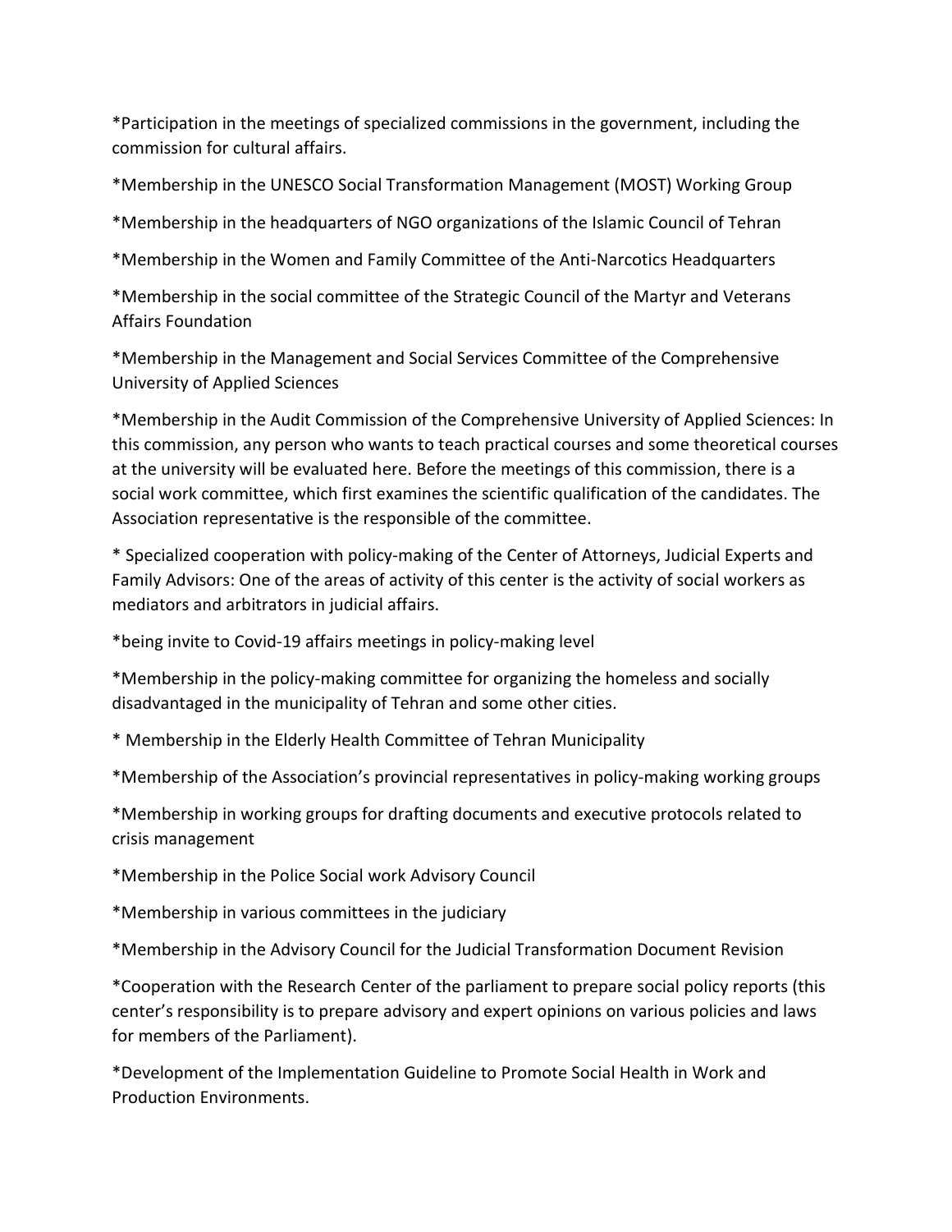*Participation in the meetings of specialized commissions in the government, including the commission for cultural affairs.

*Membership in the UNESCO Social Transformation Management (MOST) Working Group

*Membership in the headquarters of NGO organizations of the Islamic Council of Tehran

*Membership in the Women and Family Committee of the Anti-Narcotics Headquarters

*Membership in the social committee of the Strategic Council of the Martyr and Veterans Affairs Foundation

*Membership in the Management and Social Services Committee of the Comprehensive University of Applied Sciences

*Membership in the Audit Commission of the Comprehensive University of Applied Sciences: In this commission, any person who wants to teach practical courses and some theoretical courses at the university will be evaluated here. Before the meetings of this commission, there is a social work committee, which first examines the scientific qualification of the candidates. The Association representative is the responsible of the committee.

* Specialized cooperation with policy-making of the Center of Attorneys, Judicial Experts and Family Advisors: One of the areas of activity of this center is the activity of social workers as mediators and arbitrators in judicial affairs.

*being invite to Covid-19 affairs meetings in policy-making level

*Membership in the policy-making committee for organizing the homeless and socially disadvantaged in the municipality of Tehran and some other cities.

* Membership in the Elderly Health Committee of Tehran Municipality

*Membership of the Association's provincial representatives in policy-making working groups

*Membership in working groups for drafting documents and executive protocols related to crisis management

*Membership in the Police Social work Advisory Council

*Membership in various committees in the judiciary

*Membership in the Advisory Council for the Judicial Transformation Document Revision

*Cooperation with the Research Center of the parliament to prepare social policy reports (this center's responsibility is to prepare advisory and expert opinions on various policies and laws for members of the Parliament).

*Development of the Implementation Guideline to Promote Social Health in Work and Production Environments.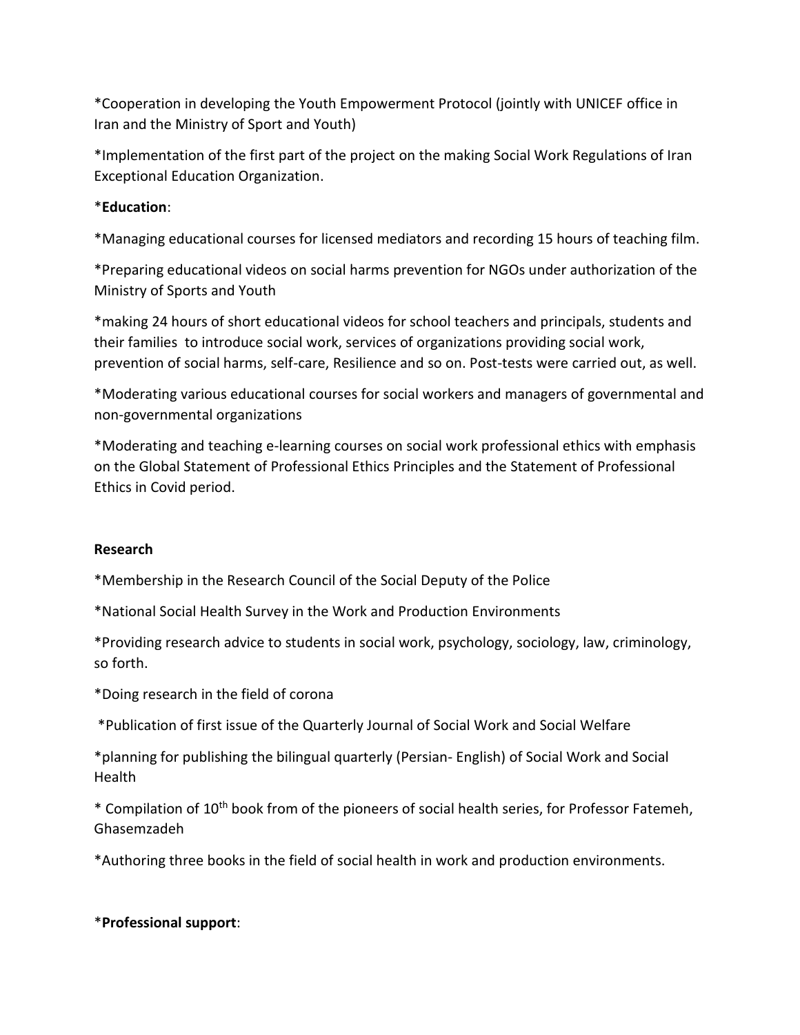*Cooperation in developing the Youth Empowerment Protocol (jointly with UNICEF office in Iran and the Ministry of Sport and Youth)

*Implementation of the first part of the project on the making Social Work Regulations of Iran Exceptional Education Organization.

***Education**:

*Managing educational courses for licensed mediators and recording 15 hours of teaching film.

*Preparing educational videos on social harms prevention for NGOs under authorization of the Ministry of Sports and Youth

*making 24 hours of short educational videos for school teachers and principals, students and their families to introduce social work, services of organizations providing social work, prevention of social harms, self-care, Resilience and so on. Post-tests were carried out, as well.

*Moderating various educational courses for social workers and managers of governmental and non-governmental organizations

*Moderating and teaching e-learning courses on social work professional ethics with emphasis on the Global Statement of Professional Ethics Principles and the Statement of Professional Ethics in Covid period.

**Research**

*Membership in the Research Council of the Social Deputy of the Police

*National Social Health Survey in the Work and Production Environments

*Providing research advice to students in social work, psychology, sociology, law, criminology, so forth.

*Doing research in the field of corona

*Publication of first issue of the Quarterly Journal of Social Work and Social Welfare

*planning for publishing the bilingual quarterly (Persian- English) of Social Work and Social Health

* Compilation of 10th book from of the pioneers of social health series, for Professor Fatemeh, Ghasemzadeh

*Authoring three books in the field of social health in work and production environments.

***Professional support**: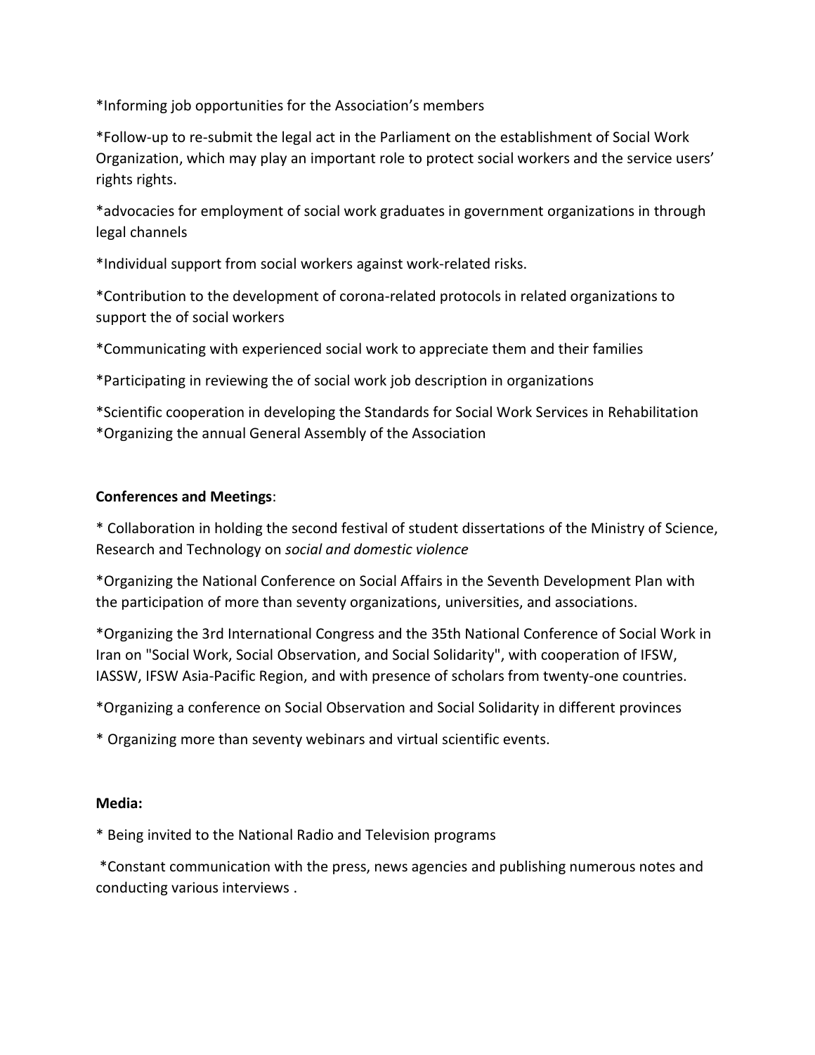*Informing job opportunities for the Association's members

*Follow-up to re-submit the legal act in the Parliament on the establishment of Social Work Organization, which may play an important role to protect social workers and the service users' rights rights.

*advocacies for employment of social work graduates in government organizations in through legal channels

*Individual support from social workers against work-related risks.

*Contribution to the development of corona-related protocols in related organizations to support the of social workers

*Communicating with experienced social work to appreciate them and their families

*Participating in reviewing the of social work job description in organizations

*Scientific cooperation in developing the Standards for Social Work Services in Rehabilitation
*Organizing the annual General Assembly of the Association

**Conferences and Meetings**:

* Collaboration in holding the second festival of student dissertations of the Ministry of Science, Research and Technology on *social and domestic violence*

*Organizing the National Conference on Social Affairs in the Seventh Development Plan with the participation of more than seventy organizations, universities, and associations.

*Organizing the 3rd International Congress and the 35th National Conference of Social Work in Iran on "Social Work, Social Observation, and Social Solidarity", with cooperation of IFSW, IASSW, IFSW Asia-Pacific Region, and with presence of scholars from twenty-one countries.

*Organizing a conference on Social Observation and Social Solidarity in different provinces

* Organizing more than seventy webinars and virtual scientific events.

**Media:**

* Being invited to the National Radio and Television programs

*Constant communication with the press, news agencies and publishing numerous notes and conducting various interviews .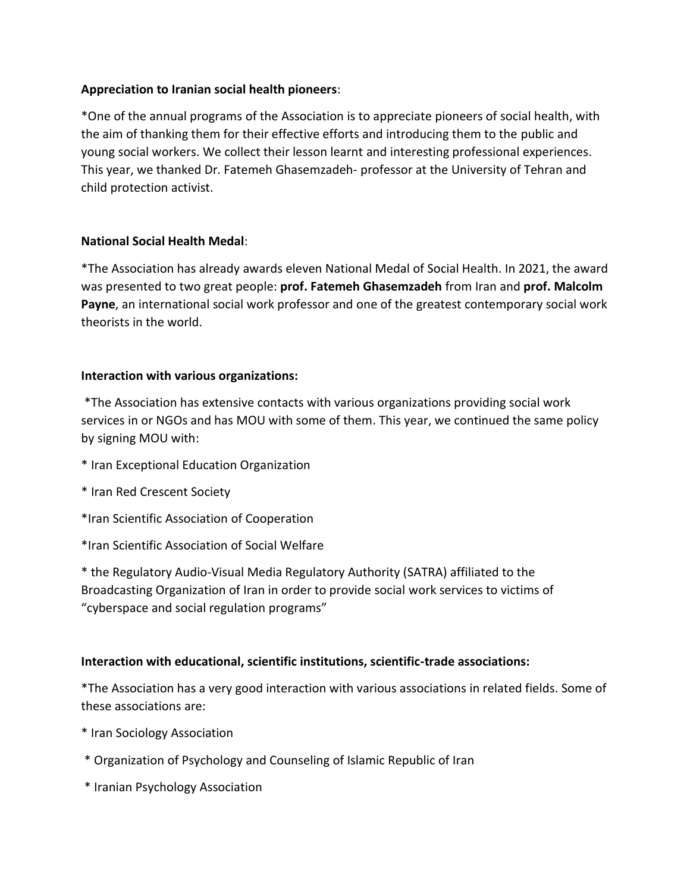**Appreciation to Iranian social health pioneers**:

*One of the annual programs of the Association is to appreciate pioneers of social health, with the aim of thanking them for their effective efforts and introducing them to the public and young social workers. We collect their lesson learnt and interesting professional experiences. This year, we thanked Dr. Fatemeh Ghasemzadeh- professor at the University of Tehran and child protection activist.

**National Social Health Medal**:

*The Association has already awards eleven National Medal of Social Health. In 2021, the award was presented to two great people: **prof. Fatemeh Ghasemzadeh** from Iran and **prof. Malcolm Payne**, an international social work professor and one of the greatest contemporary social work theorists in the world.

**Interaction with various organizations:**

*The Association has extensive contacts with various organizations providing social work services in or NGOs and has MOU with some of them. This year, we continued the same policy by signing MOU with:

* Iran Exceptional Education Organization

* Iran Red Crescent Society

*Iran Scientific Association of Cooperation

*Iran Scientific Association of Social Welfare

* the Regulatory Audio-Visual Media Regulatory Authority (SATRA) affiliated to the Broadcasting Organization of Iran in order to provide social work services to victims of "cyberspace and social regulation programs"

**Interaction with educational, scientific institutions, scientific-trade associations:**

*The Association has a very good interaction with various associations in related fields. Some of these associations are:

* Iran Sociology Association

* Organization of Psychology and Counseling of Islamic Republic of Iran

* Iranian Psychology Association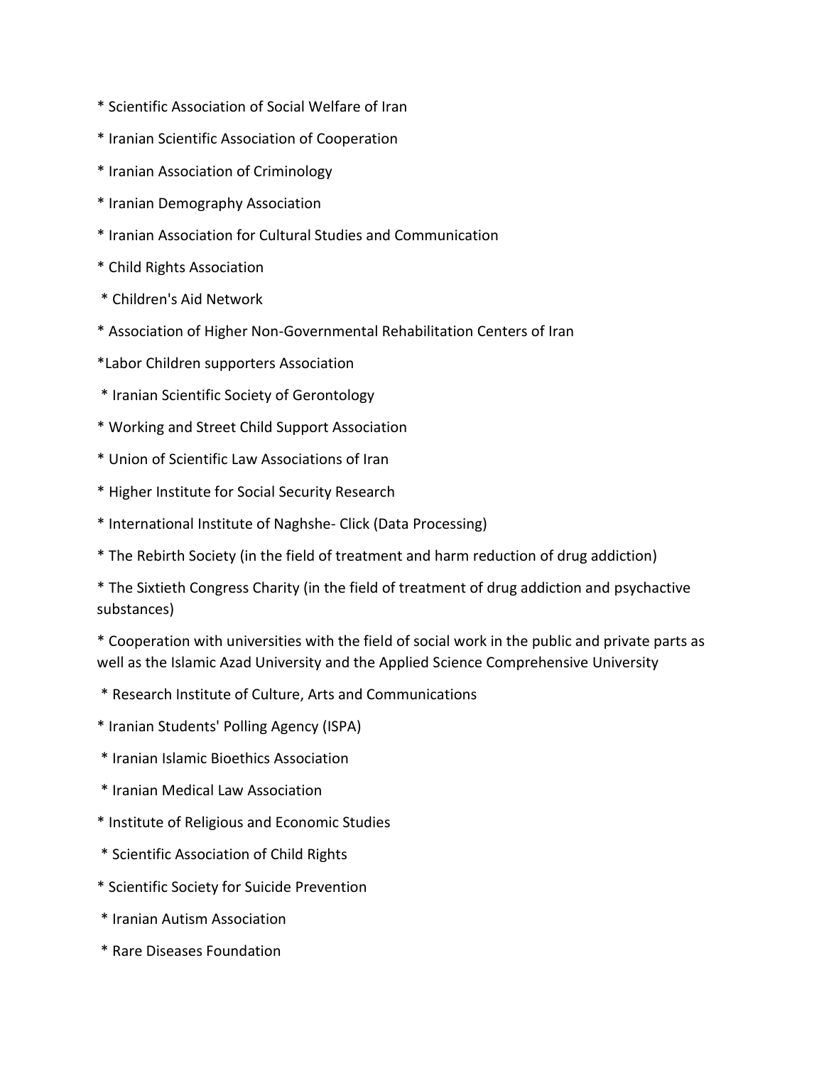* Scientific Association of Social Welfare of Iran

* Iranian Scientific Association of Cooperation

* Iranian Association of Criminology

* Iranian Demography Association

* Iranian Association for Cultural Studies and Communication

* Child Rights Association

* Children's Aid Network

* Association of Higher Non-Governmental Rehabilitation Centers of Iran

*Labor Children supporters Association

* Iranian Scientific Society of Gerontology

* Working and Street Child Support Association

* Union of Scientific Law Associations of Iran

* Higher Institute for Social Security Research

* International Institute of Naghshe- Click (Data Processing)

* The Rebirth Society (in the field of treatment and harm reduction of drug addiction)

* The Sixtieth Congress Charity (in the field of treatment of drug addiction and psychactive substances)

* Cooperation with universities with the field of social work in the public and private parts as well as the Islamic Azad University and the Applied Science Comprehensive University

* Research Institute of Culture, Arts and Communications

* Iranian Students' Polling Agency (ISPA)

* Iranian Islamic Bioethics Association

* Iranian Medical Law Association

* Institute of Religious and Economic Studies

* Scientific Association of Child Rights

* Scientific Society for Suicide Prevention

* Iranian Autism Association

* Rare Diseases Foundation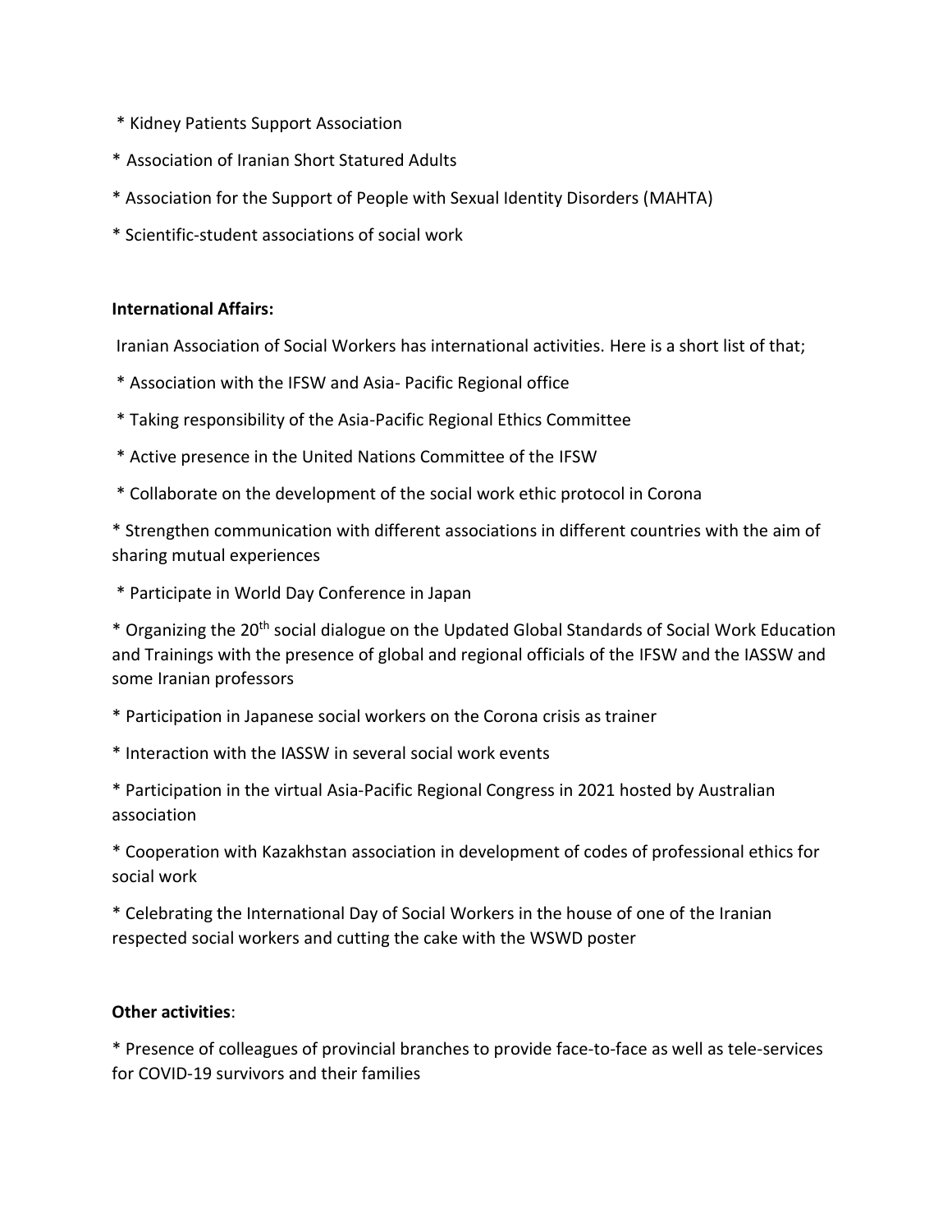* Kidney Patients Support Association

* Association of Iranian Short Statured Adults

* Association for the Support of People with Sexual Identity Disorders (MAHTA)

* Scientific-student associations of social work

**International Affairs:**

Iranian Association of Social Workers has international activities. Here is a short list of that;

* Association with the IFSW and Asia- Pacific Regional office

* Taking responsibility of the Asia-Pacific Regional Ethics Committee

* Active presence in the United Nations Committee of the IFSW

* Collaborate on the development of the social work ethic protocol in Corona

* Strengthen communication with different associations in different countries with the aim of sharing mutual experiences

* Participate in World Day Conference in Japan

* Organizing the 20th social dialogue on the Updated Global Standards of Social Work Education and Trainings with the presence of global and regional officials of the IFSW and the IASSW and some Iranian professors

* Participation in Japanese social workers on the Corona crisis as trainer

* Interaction with the IASSW in several social work events

* Participation in the virtual Asia-Pacific Regional Congress in 2021 hosted by Australian association

* Cooperation with Kazakhstan association in development of codes of professional ethics for social work

* Celebrating the International Day of Social Workers in the house of one of the Iranian respected social workers and cutting the cake with the WSWD poster

**Other activities**:

* Presence of colleagues of provincial branches to provide face-to-face as well as tele-services for COVID-19 survivors and their families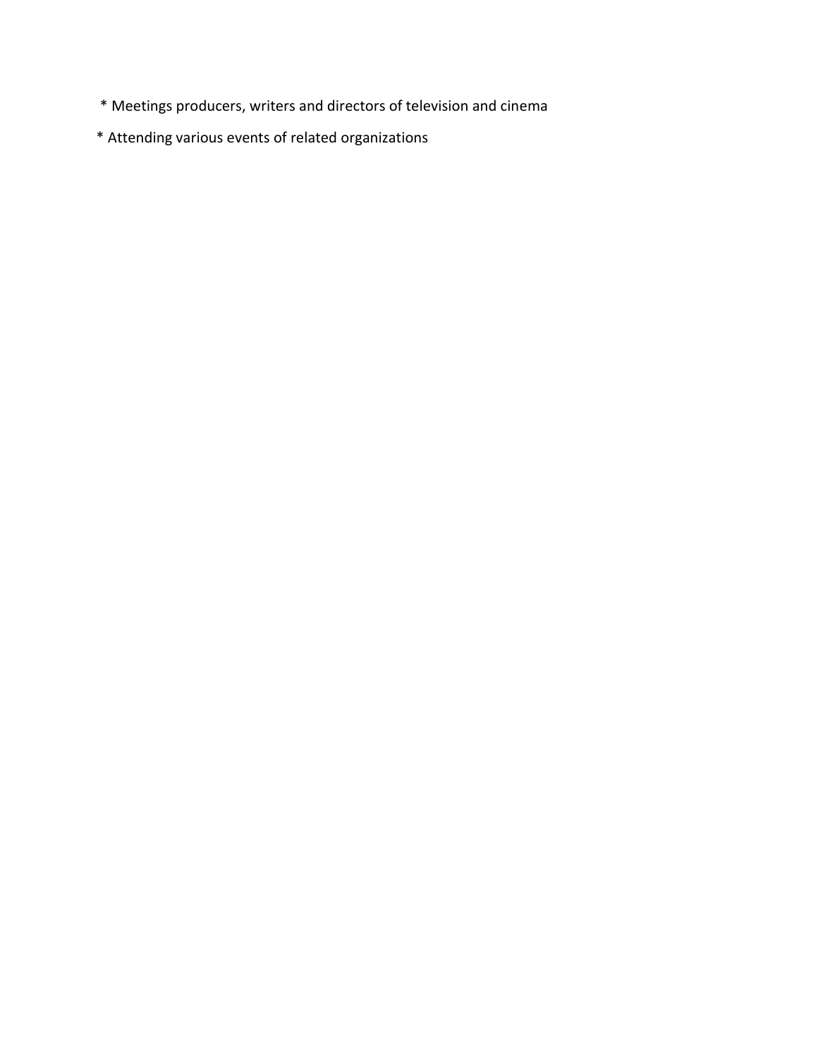* Meetings producers, writers and directors of television and cinema

* Attending various events of related organizations